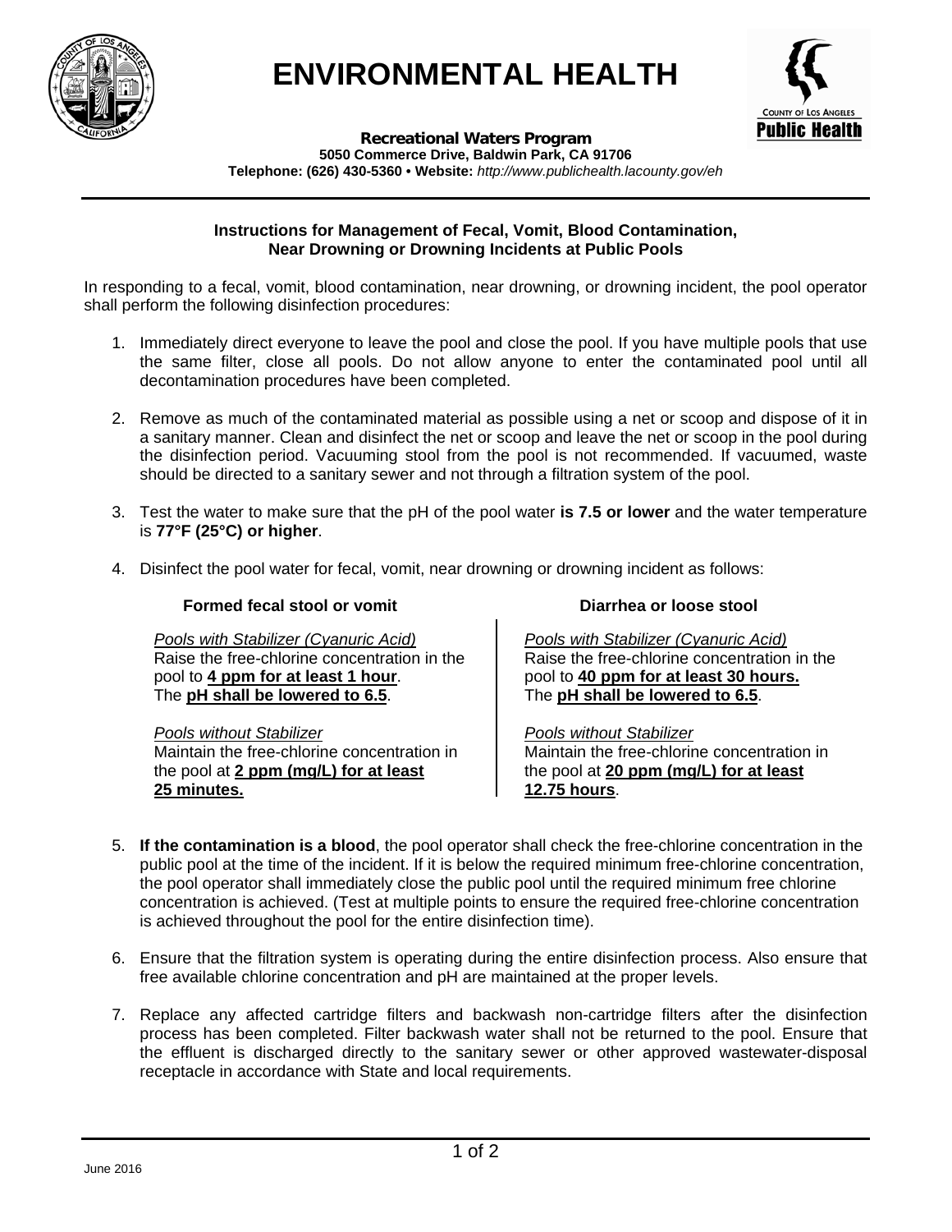# ENVIRONMENTAL HEALTH

**Recreational Waters Program**
**5050 Commerce Drive, Baldwin Park, CA 91706**
**Telephone: (626) 430-5360 • Website:** *http://www.publichealth.lacounty.gov/eh*

## Instructions for Management of Fecal, Vomit, Blood Contamination, Near Drowning or Drowning Incidents at Public Pools

In responding to a fecal, vomit, blood contamination, near drowning, or drowning incident, the pool operator shall perform the following disinfection procedures:

1. Immediately direct everyone to leave the pool and close the pool. If you have multiple pools that use the same filter, close all pools. Do not allow anyone to enter the contaminated pool until all decontamination procedures have been completed.

2. Remove as much of the contaminated material as possible using a net or scoop and dispose of it in a sanitary manner. Clean and disinfect the net or scoop and leave the net or scoop in the pool during the disinfection period. Vacuuming stool from the pool is not recommended. If vacuumed, waste should be directed to a sanitary sewer and not through a filtration system of the pool.

3. Test the water to make sure that the pH of the pool water **is 7.5 or lower** and the water temperature is **77°F (25°C) or higher**.

4. Disinfect the pool water for fecal, vomit, near drowning or drowning incident as follows:

   **Formed fecal stool or vomit**

   *Pools with Stabilizer (Cyanuric Acid)*
   Raise the free-chlorine concentration in the pool to **4 ppm for at least 1 hour**. The **pH shall be lowered to 6.5**.

   *Pools without Stabilizer*
   Maintain the free-chlorine concentration in the pool at **2 ppm (mg/L) for at least 25 minutes.**

   **Diarrhea or loose stool**

   *Pools with Stabilizer (Cyanuric Acid)*
   Raise the free-chlorine concentration in the pool to **40 ppm for at least 30 hours.** The **pH shall be lowered to 6.5**.

   *Pools without Stabilizer*
   Maintain the free-chlorine concentration in the pool at **20 ppm (mg/L) for at least 12.75 hours**.

5. **If the contamination is a blood**, the pool operator shall check the free-chlorine concentration in the public pool at the time of the incident. If it is below the required minimum free-chlorine concentration, the pool operator shall immediately close the public pool until the required minimum free chlorine concentration is achieved. (Test at multiple points to ensure the required free-chlorine concentration is achieved throughout the pool for the entire disinfection time).

6. Ensure that the filtration system is operating during the entire disinfection process. Also ensure that free available chlorine concentration and pH are maintained at the proper levels.

7. Replace any affected cartridge filters and backwash non-cartridge filters after the disinfection process has been completed. Filter backwash water shall not be returned to the pool. Ensure that the effluent is discharged directly to the sanitary sewer or other approved wastewater-disposal receptacle in accordance with State and local requirements.

June 2016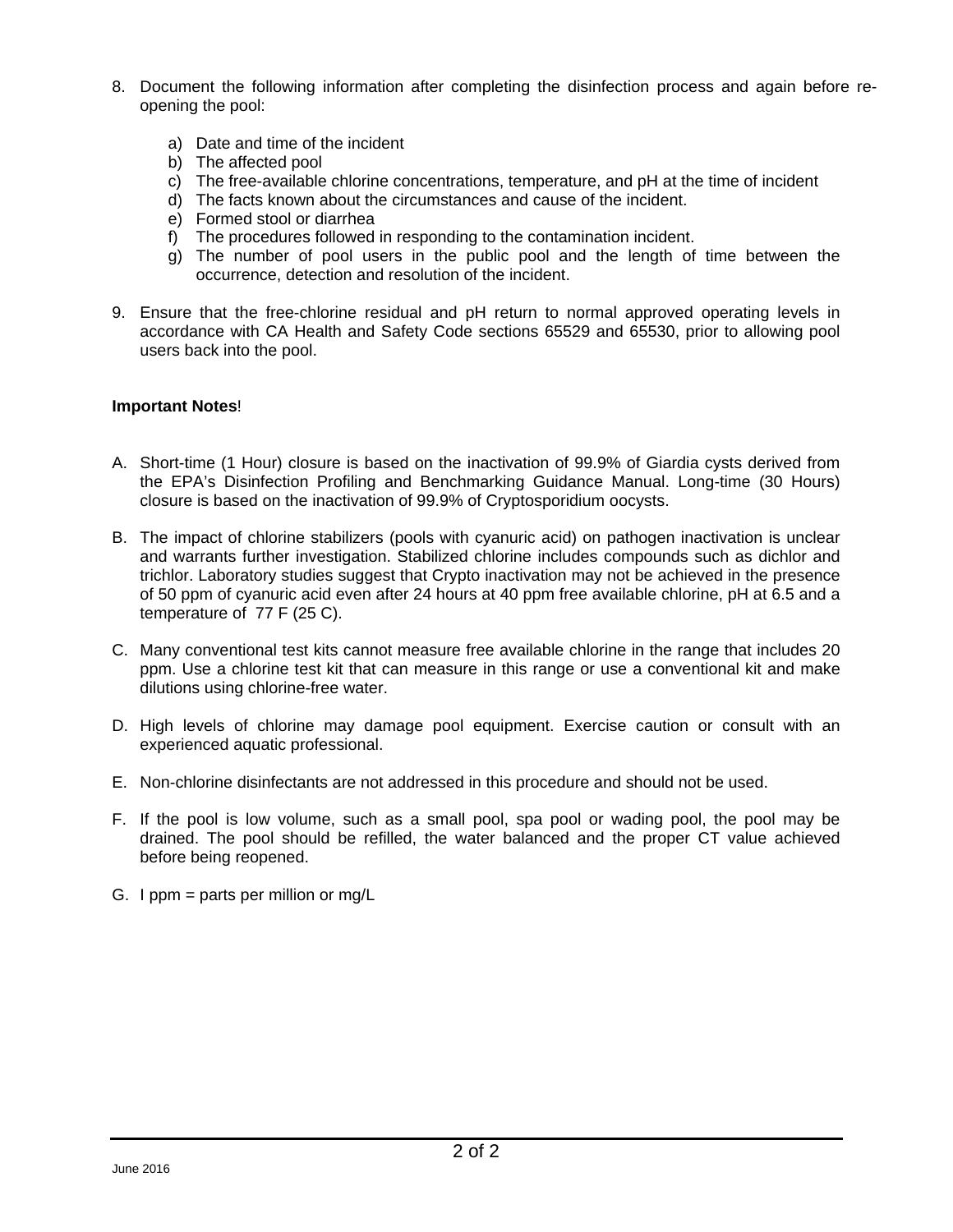8. Document the following information after completing the disinfection process and again before re-opening the pool:

    a) Date and time of the incident
    b) The affected pool
    c) The free-available chlorine concentrations, temperature, and pH at the time of incident
    d) The facts known about the circumstances and cause of the incident.
    e) Formed stool or diarrhea
    f) The procedures followed in responding to the contamination incident.
    g) The number of pool users in the public pool and the length of time between the occurrence, detection and resolution of the incident.

9. Ensure that the free-chlorine residual and pH return to normal approved operating levels in accordance with CA Health and Safety Code sections 65529 and 65530, prior to allowing pool users back into the pool.

**Important Notes**!

A. Short-time (1 Hour) closure is based on the inactivation of 99.9% of Giardia cysts derived from the EPA's Disinfection Profiling and Benchmarking Guidance Manual. Long-time (30 Hours) closure is based on the inactivation of 99.9% of Cryptosporidium oocysts.

B. The impact of chlorine stabilizers (pools with cyanuric acid) on pathogen inactivation is unclear and warrants further investigation. Stabilized chlorine includes compounds such as dichlor and trichlor. Laboratory studies suggest that Crypto inactivation may not be achieved in the presence of 50 ppm of cyanuric acid even after 24 hours at 40 ppm free available chlorine, pH at 6.5 and a temperature of 77 F (25 C).

C. Many conventional test kits cannot measure free available chlorine in the range that includes 20 ppm. Use a chlorine test kit that can measure in this range or use a conventional kit and make dilutions using chlorine-free water.

D. High levels of chlorine may damage pool equipment. Exercise caution or consult with an experienced aquatic professional.

E. Non-chlorine disinfectants are not addressed in this procedure and should not be used.

F. If the pool is low volume, such as a small pool, spa pool or wading pool, the pool may be drained. The pool should be refilled, the water balanced and the proper CT value achieved before being reopened.

G. I ppm = parts per million or mg/L

June 2016